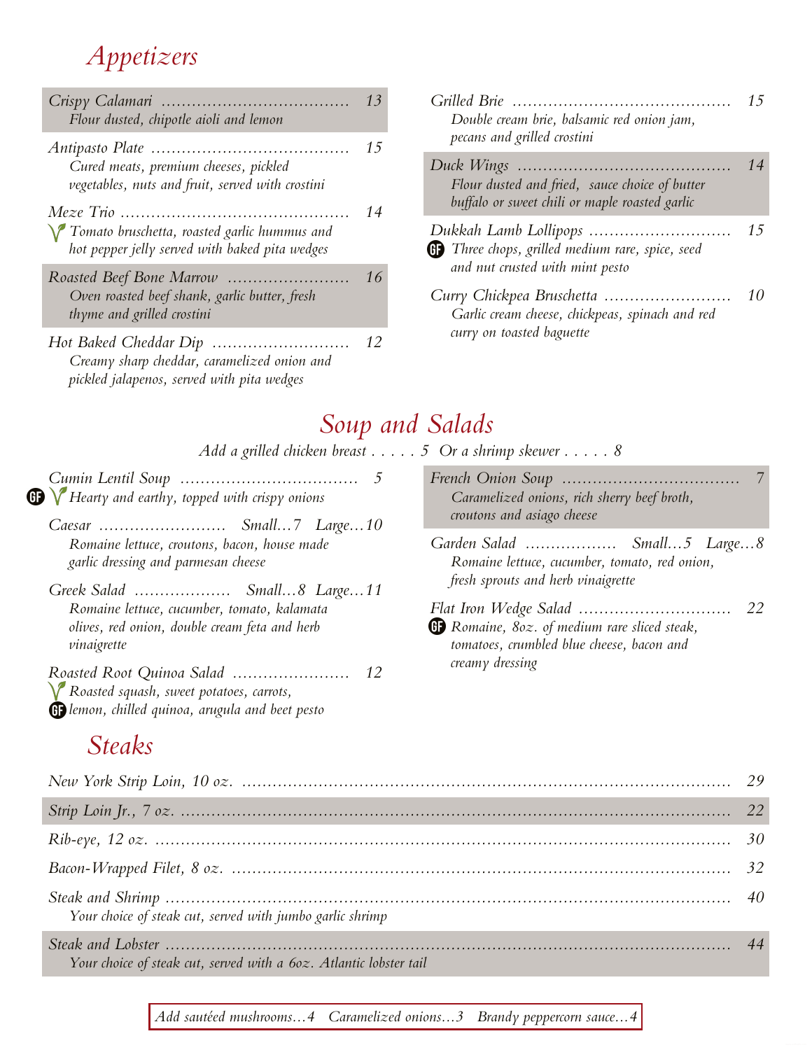# Appetizers

*Crispy Calamari* ........ 13
*Flour dusted, chipotle aioli and lemon*

*Antipasto Plate* ........ 15
*Cured meats, premium cheeses, pickled vegetables, nuts and fruit, served with crostini*

*Meze Trio* ........ 14
(V) *Tomato bruschetta, roasted garlic hummus and hot pepper jelly served with baked pita wedges*

*Roasted Beef Bone Marrow* ........ 16
*Oven roasted beef shank, garlic butter, fresh thyme and grilled crostini*

*Hot Baked Cheddar Dip* ........ 12
*Creamy sharp cheddar, caramelized onion and pickled jalapenos, served with pita wedges*

*Grilled Brie* ........ 15
*Double cream brie, balsamic red onion jam, pecans and grilled crostini*

*Duck Wings* ........ 14
*Flour dusted and fried, sauce choice of butter buffalo or sweet chili or maple roasted garlic*

*Dukkah Lamb Lollipops* ........ 15
(GF) *Three chops, grilled medium rare, spice, seed and nut crusted with mint pesto*

*Curry Chickpea Bruschetta* ........ 10
*Garlic cream cheese, chickpeas, spinach and red curry on toasted baguette*

# Soup and Salads

*Add a grilled chicken breast . . . . . 5 Or a shrimp skewer . . . . . 8*

*Cumin Lentil Soup* ........ 5
(GF) (V) *Hearty and earthy, topped with crispy onions*

*Caesar* ........ Small…7 Large…10
*Romaine lettuce, croutons, bacon, house made garlic dressing and parmesan cheese*

*Greek Salad* ........ Small…8 Large…11
*Romaine lettuce, cucumber, tomato, kalamata olives, red onion, double cream feta and herb vinaigrette*

*Roasted Root Quinoa Salad* ........ 12
(V) (GF) *Roasted squash, sweet potatoes, carrots, lemon, chilled quinoa, arugula and beet pesto*

*French Onion Soup* ........ 7
*Caramelized onions, rich sherry beef broth, croutons and asiago cheese*

*Garden Salad* ........ Small…5 Large…8
*Romaine lettuce, cucumber, tomato, red onion, fresh sprouts and herb vinaigrette*

*Flat Iron Wedge Salad* ........ 22
(GF) *Romaine, 8oz. of medium rare sliced steak, tomatoes, crumbled blue cheese, bacon and creamy dressing*

# Steaks

*New York Strip Loin, 10 oz.* ........ 29

*Strip Loin Jr., 7 oz.* ........ 22

*Rib-eye, 12 oz.* ........ 30

*Bacon-Wrapped Filet, 8 oz.* ........ 32

*Steak and Shrimp* ........ 40
*Your choice of steak cut, served with jumbo garlic shrimp*

*Steak and Lobster* ........ 44
*Your choice of steak cut, served with a 6oz. Atlantic lobster tail*

*Add sautéed mushrooms…4 Caramelized onions…3 Brandy peppercorn sauce…4*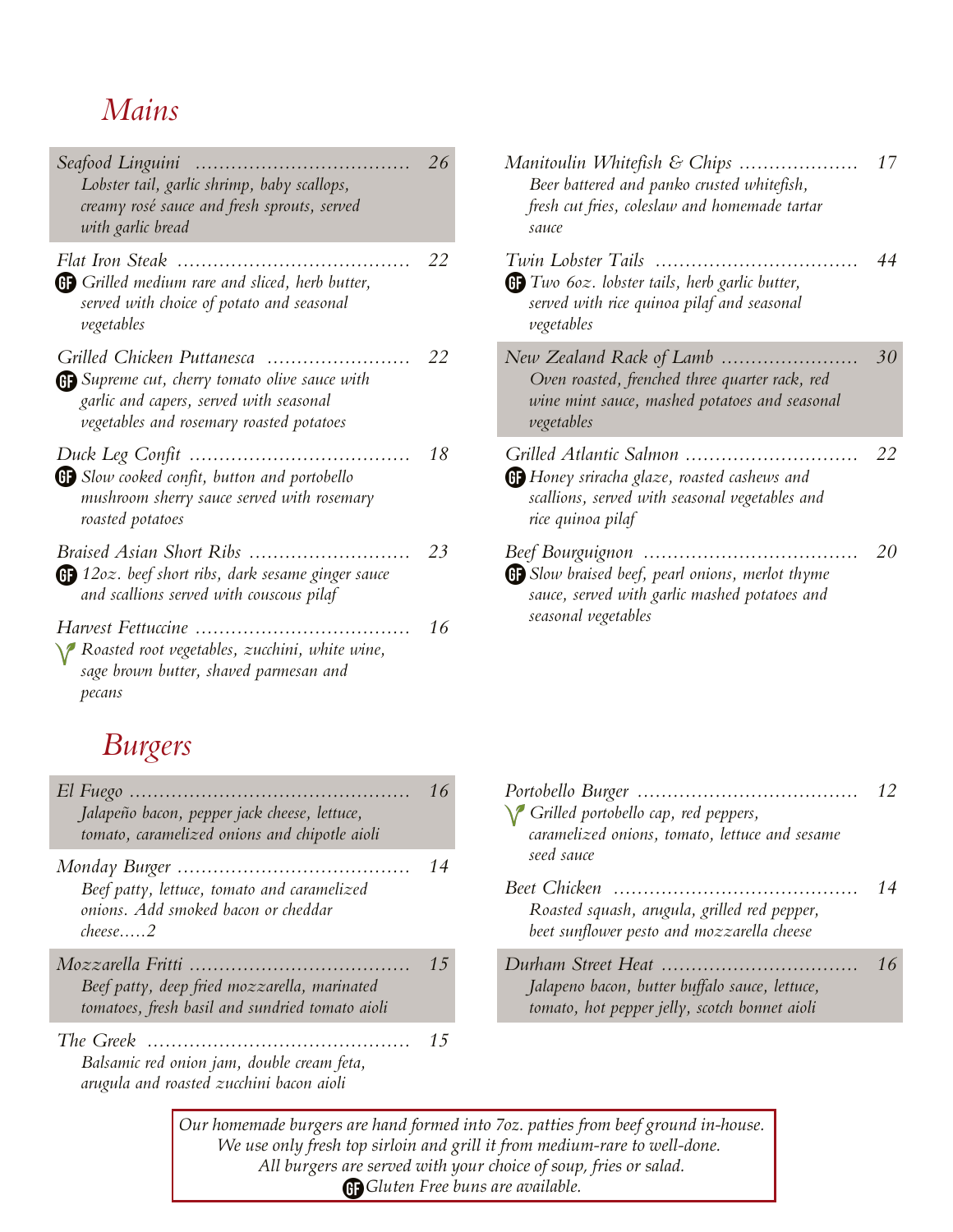## *Mains*

*Seafood Linguini* ........ *26*
*Lobster tail, garlic shrimp, baby scallops, creamy rosé sauce and fresh sprouts, served with garlic bread*

*Flat Iron Steak* ........ *22*
GF *Grilled medium rare and sliced, herb butter, served with choice of potato and seasonal vegetables*

*Grilled Chicken Puttanesca* ........ *22*
GF *Supreme cut, cherry tomato olive sauce with garlic and capers, served with seasonal vegetables and rosemary roasted potatoes*

*Duck Leg Confit* ........ *18*
GF *Slow cooked confit, button and portobello mushroom sherry sauce served with rosemary roasted potatoes*

*Braised Asian Short Ribs* ........ *23*
GF *12oz. beef short ribs, dark sesame ginger sauce and scallions served with couscous pilaf*

*Harvest Fettuccine* ........ *16*
*Roasted root vegetables, zucchini, white wine, sage brown butter, shaved parmesan and pecans*

*Manitoulin Whitefish & Chips* ........ *17*
*Beer battered and panko crusted whitefish, fresh cut fries, coleslaw and homemade tartar sauce*

*Twin Lobster Tails* ........ *44*
GF *Two 6oz. lobster tails, herb garlic butter, served with rice quinoa pilaf and seasonal vegetables*

*New Zealand Rack of Lamb* ........ *30*
*Oven roasted, frenched three quarter rack, red wine mint sauce, mashed potatoes and seasonal vegetables*

*Grilled Atlantic Salmon* ........ *22*
GF *Honey sriracha glaze, roasted cashews and scallions, served with seasonal vegetables and rice quinoa pilaf*

*Beef Bourguignon* ........ *20*
GF *Slow braised beef, pearl onions, merlot thyme sauce, served with garlic mashed potatoes and seasonal vegetables*

## *Burgers*

*El Fuego* ........ *16*
*Jalapeño bacon, pepper jack cheese, lettuce, tomato, caramelized onions and chipotle aioli*

*Monday Burger* ........ *14*
*Beef patty, lettuce, tomato and caramelized onions. Add smoked bacon or cheddar cheese.....2*

*Mozzarella Fritti* ........ *15*
*Beef patty, deep fried mozzarella, marinated tomatoes, fresh basil and sundried tomato aioli*

*The Greek* ........ *15*
*Balsamic red onion jam, double cream feta, arugula and roasted zucchini bacon aioli*

*Portobello Burger* ........ *12*
*Grilled portobello cap, red peppers, caramelized onions, tomato, lettuce and sesame seed sauce*

*Beet Chicken* ........ *14*
*Roasted squash, arugula, grilled red pepper, beet sunflower pesto and mozzarella cheese*

*Durham Street Heat* ........ *16*
*Jalapeno bacon, butter buffalo sauce, lettuce, tomato, hot pepper jelly, scotch bonnet aioli*

*Our homemade burgers are hand formed into 7oz. patties from beef ground in-house.*
*We use only fresh top sirloin and grill it from medium-rare to well-done.*
*All burgers are served with your choice of soup, fries or salad.*
GF *Gluten Free buns are available.*